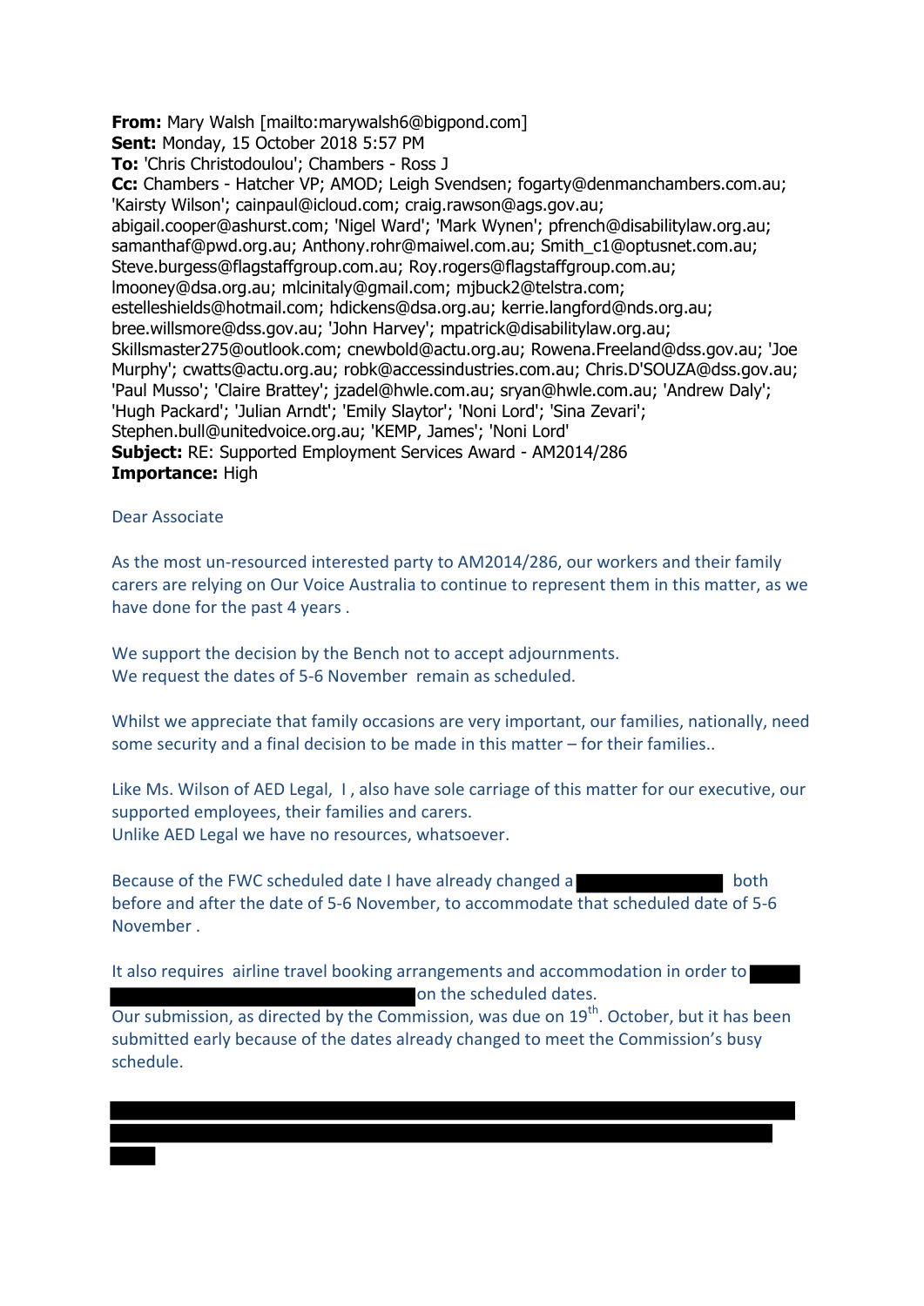**From:** Mary Walsh [mailto:marywalsh6@bigpond.com]
**Sent:** Monday, 15 October 2018 5:57 PM
**To:** 'Chris Christodoulou'; Chambers - Ross J
**Cc:** Chambers - Hatcher VP; AMOD; Leigh Svendsen; fogarty@denmanchambers.com.au; 'Kairsty Wilson'; cainpaul@icloud.com; craig.rawson@ags.gov.au; abigail.cooper@ashurst.com; 'Nigel Ward'; 'Mark Wynen'; pfrench@disabilitylaw.org.au; samanthaf@pwd.org.au; Anthony.rohr@maiwel.com.au; Smith_c1@optusnet.com.au; Steve.burgess@flagstaffgroup.com.au; Roy.rogers@flagstaffgroup.com.au; lmooney@dsa.org.au; mlcinitaly@gmail.com; mjbuck2@telstra.com; estelleshields@hotmail.com; hdickens@dsa.org.au; kerrie.langford@nds.org.au; bree.willsmore@dss.gov.au; 'John Harvey'; mpatrick@disabilitylaw.org.au; Skillsmaster275@outlook.com; cnewbold@actu.org.au; Rowena.Freeland@dss.gov.au; 'Joe Murphy'; cwatts@actu.org.au; robk@accessindustries.com.au; Chris.D'SOUZA@dss.gov.au; 'Paul Musso'; 'Claire Brattey'; jzadel@hwle.com.au; sryan@hwle.com.au; 'Andrew Daly'; 'Hugh Packard'; 'Julian Arndt'; 'Emily Slaytor'; 'Noni Lord'; 'Sina Zevari'; Stephen.bull@unitedvoice.org.au; 'KEMP, James'; 'Noni Lord'
**Subject:** RE: Supported Employment Services Award - AM2014/286
**Importance:** High

Dear Associate

As the most un-resourced interested party to AM2014/286, our workers and their family carers are relying on Our Voice Australia to continue to represent them in this matter, as we have done for the past 4 years .

We support the decision by the Bench not to accept adjournments.
We request the dates of 5-6 November remain as scheduled.

Whilst we appreciate that family occasions are very important, our families, nationally, need some security and a final decision to be made in this matter – for their families..

Like Ms. Wilson of AED Legal, I , also have sole carriage of this matter for our executive, our supported employees, their families and carers.
Unlike AED Legal we have no resources, whatsoever.

Because of the FWC scheduled date I have already changed a [REDACTED] both before and after the date of 5-6 November, to accommodate that scheduled date of 5-6 November .

It also requires airline travel booking arrangements and accommodation in order to [REDACTED] [REDACTED] on the scheduled dates.
Our submission, as directed by the Commission, was due on 19th. October, but it has been submitted early because of the dates already changed to meet the Commission's busy schedule.

[REDACTED]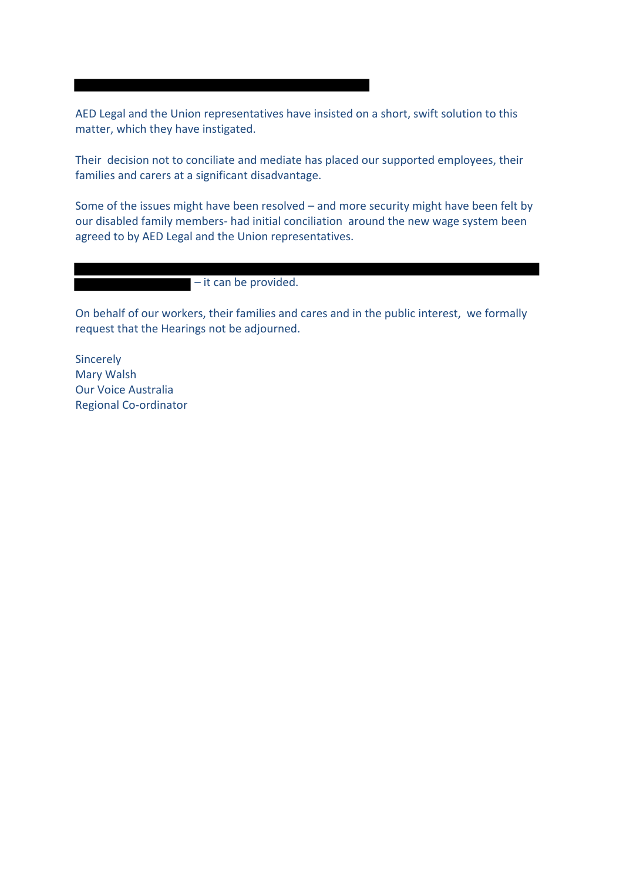AED Legal and the Union representatives have insisted on a short, swift solution to this matter, which they have instigated.

Their decision not to conciliate and mediate has placed our supported employees, their families and carers at a significant disadvantage.

Some of the issues might have been resolved – and more security might have been felt by our disabled family members- had initial conciliation around the new wage system been agreed to by AED Legal and the Union representatives.

– it can be provided.

On behalf of our workers, their families and cares and in the public interest, we formally request that the Hearings not be adjourned.

Sincerely
Mary Walsh
Our Voice Australia
Regional Co-ordinator